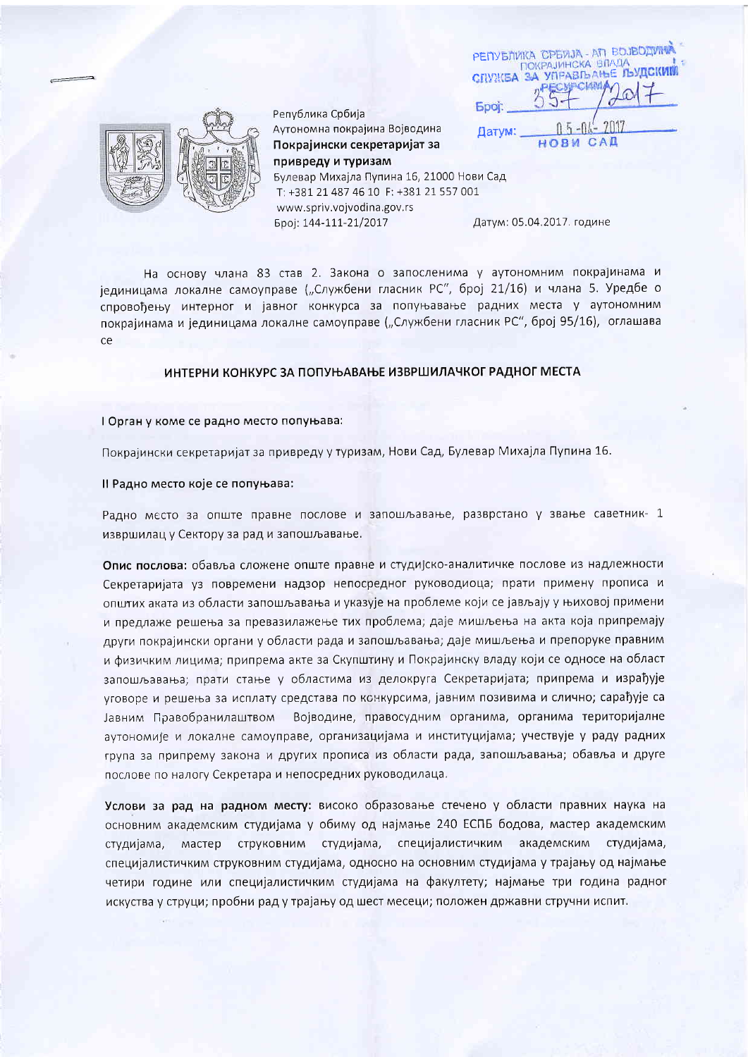РЕПУБЛИКА СРБИЈА - АП ВОЈВОДИНА
ПОКРАЈИНСКА ВЛАДА
СЛУЖБА ЗА УПРАВЉАЊЕ ЉУДСКИМ РЕСУРСИМА
Број: 357/2017
Датум: 05-04-2017
НОВИ САД

Република Србија
Аутономна покрајина Војводина
**Покрајински секретаријат за привреду и туризам**
Булевар Михајла Пупина 16, 21000 Нови Сад
T: +381 21 487 46 10 F: +381 21 557 001
www.spriv.vojvodina.gov.rs
Број: 144-111-21/2017

Датум: 05.04.2017. године

На основу члана 83 став 2. Закона о запосленима у аутономним покрајинама и јединицама локалне самоуправе („Службени гласник РС", број 21/16) и члана 5. Уредбе о спровођењу интерног и јавног конкурса за попуњавање радних места у аутономним покрајинама и јединицама локалне самоуправе („Службени гласник РС", број 95/16), оглашава се

## ИНТЕРНИ КОНКУРС ЗА ПОПУЊАВАЊЕ ИЗВРШИЛАЧКОГ РАДНОГ МЕСТА

**I Орган у коме се радно место попуњава:**

Покрајински секретаријат за привреду у туризам, Нови Сад, Булевар Михајла Пупина 16.

**II Радно место које се попуњава:**

Радно место за опште правне послове и запошљавање, разврстано у звање саветник- 1 извршилац у Сектору за рад и запошљавање.

**Опис послова:** обавља сложене опште правне и студијско-аналитичке послове из надлежности Секретаријата уз повремени надзор непосредног руководиоца; прати примену прописа и општих аката из области запошљавања и указује на проблеме који се јављају у њиховој примени и предлаже решења за превазилажење тих проблема; даје мишљења на акта која припремају други покрајински органи у области рада и запошљавања; даје мишљења и препоруке правним и физичким лицима; припрема акте за Скупштину и Покрајинску владу који се односе на област запошљавања; прати стање у областима из делокруга Секретаријата; припрема и израђује уговоре и решења за исплату средстава по конкурсима, јавним позивима и слично; сарађује са Јавним Правобранилаштвом Војводине, правосудним органима, органима територијалне аутономије и локалне самоуправе, организацијама и институцијама; учествује у раду радних група за припрему закона и других прописа из области рада, запошљавања; обавља и друге послове по налогу Секретара и непосредних руководилаца.

**Услови за рад на радном месту:** високо образовање стечено у области правних наука на основним академским студијама у обиму од најмање 240 ЕСПБ бодова, мастер академским студијама, мастер струковним студијама, специјалистичким академским студијама, специјалистичким струковним студијама, односно на основним студијама у трајању од најмање четири године или специјалистичким студијама на факултету; најмање три година радног искуства у струци; пробни рад у трајању од шест месеци; положен државни стручни испит.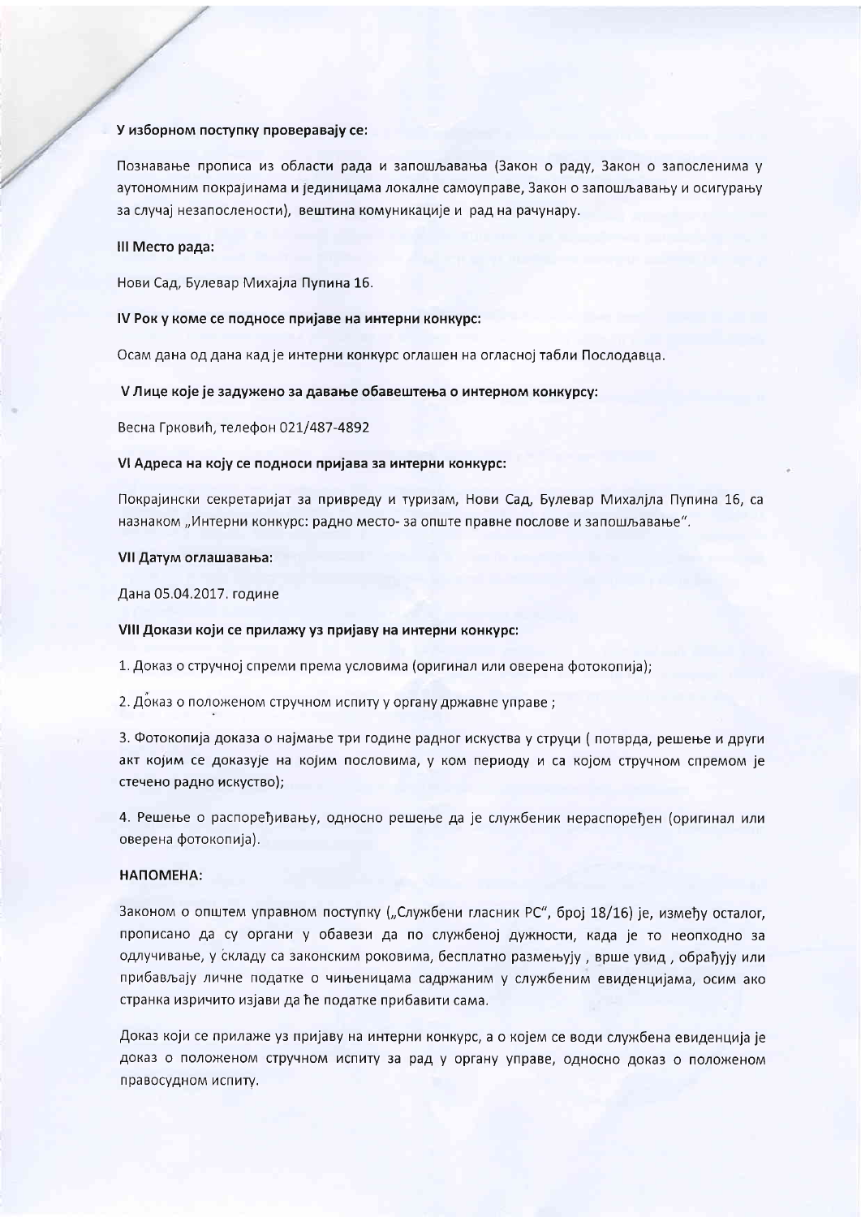**У изборном поступку проверавају се:**

Познавање прописа из области рада и запошљавања (Закон о раду, Закон о запосленима у аутономним покрајинама и јединицама локалне самоуправе, Закон о запошљавању и осигурању за случај незапослености), вештина комуникације и рад на рачунару.

**III Место рада:**

Нови Сад, Булевар Михајла Пупина 16.

**IV Рок у коме се подносе пријаве на интерни конкурс:**

Осам дана од дана кад је интерни конкурс оглашен на огласној табли Послодавца.

**V Лице које је задужено за давање обавештења о интерном конкурсу:**

Весна Грковић, телефон 021/487-4892

**VI Адреса на коју се подноси пријава за интерни конкурс:**

Покрајински секретаријат за привреду и туризам, Нови Сад, Булевар Михалјла Пупина 16, са назнаком „Интерни конкурс: радно место- за опште правне послове и запошљавање".

**VII Датум оглашавања:**

Дана 05.04.2017. године

**VIII Докази који се прилажу уз пријаву на интерни конкурс:**

1. Доказ о стручној спреми према условима (оригинал или оверена фотокопија);

2. Доказ о положеном стручном испиту у органу државне управе ;

3. Фотокопија доказа о најмање три године радног искуства у струци ( потврда, решење и други акт којим се доказује на којим пословима, у ком периоду и са којом стручном спремом је стечено радно искуство);

4. Решење о распоређивању, односно решење да је службеник нераспоређен (оригинал или оверена фотокопија).

**НАПОМЕНА:**

Законом о општем управном поступку („Службени гласник РС", број 18/16) је, између осталог, прописано да су органи у обавези да по службеној дужности, када је то неопходно за одлучивање, у складу са законским роковима, бесплатно размењују , врше увид , обрађују или прибављају личне податке о чињеницама садржаним у службеним евиденцијама, осим ако странка изричито изјави да ће податке прибавити сама.

Доказ који се прилаже уз пријаву на интерни конкурс, а о којем се води службена евиденција је доказ о положеном стручном испиту за рад у органу управе, односно доказ о положеном правосудном испиту.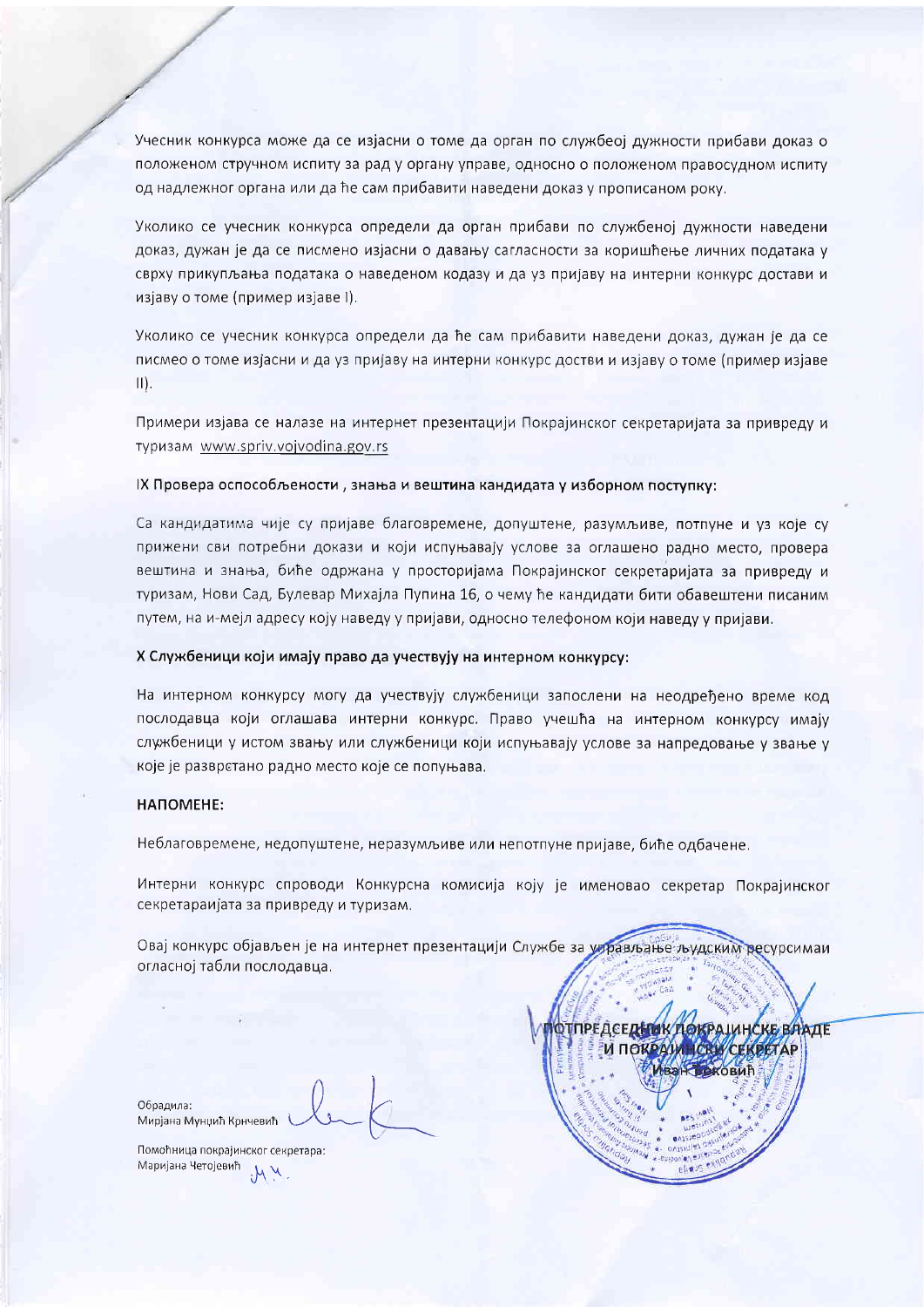Учесник конкурса може да се изјасни о томе да орган по службеој дужности прибави доказ о положеном стручном испиту за рад у органу управе, односно о положеном правосудном испиту од надлежног органа или да ће сам прибавити наведени доказ у прописаном року.

Уколико се учесник конкурса определи да орган прибави по службеној дужности наведени доказ, дужан је да се писмено изјасни о давању сагласности за коришћење личних података у сврху прикупљања података о наведеном кодазу и да уз пријаву на интерни конкурс достави и изјаву о томе (пример изјаве I).

Уколико се учесник конкурса определи да ће сам прибавити наведени доказ, дужан је да се писмео о томе изјасни и да уз пријаву на интерни конкурс дости и изјаву о томе (пример изјаве II).

Примери изјава се налазе на интернет презентацији Покрајинског секретаријата за привреду и туризам www.spriv.vojvodina.gov.rs

**IX Провера оспособљености , знања и вештина кандидата у изборном поступку:**

Са кандидатима чије су пријаве благовремене, допуштене, разумљиве, потпуне и уз које су прижени сви потребни докази и који испуњавају услове за оглашено радно место, провера вештина и знања, биће одржана у просторијама Покрајинског секретаријата за привреду и туризам, Нови Сад, Булевар Михајла Пупина 16, о чему ће кандидати бити обавештени писаним путем, на и-мејл адресу коју наведу у пријави, односно телефоном који наведу у пријави.

**X Службеници који имају право да учествују на интерном конкурсу:**

На интерном конкурсу могу да учествују службеници запослени на неодређено време код послодавца који оглашава интерни конкурс. Право учешћа на интерном конкурсу имају службеници у истом звању или службеници који испуњавају услове за напредовање у звање у које је разврстано радно место које се попуњава.

**НАПОМЕНЕ:**

Неблаговремене, недопуштене, неразумљиве или непотпуне пријаве, биће одбачене.

Интерни конкурс спроводи Конкурсна комисија коју је именовао секретар Покрајинског секретараијата за привреду и туризам.

Овај конкурс објављен је на интернет презентацији Службе за управљање људским ресурсимаи огласној табли послодавца.

**ПОТПРЕДСЕДНИК ПОКРАЈИНСКЕ ВЛАДЕ И ПОКРАЈИНСКИ СЕКРЕТАР**
Иван Ђоковић

Обрадила:
Мирјана Мунџић Крнчевић

Помоћница покрајинског секретара:
Маријана Четојевић